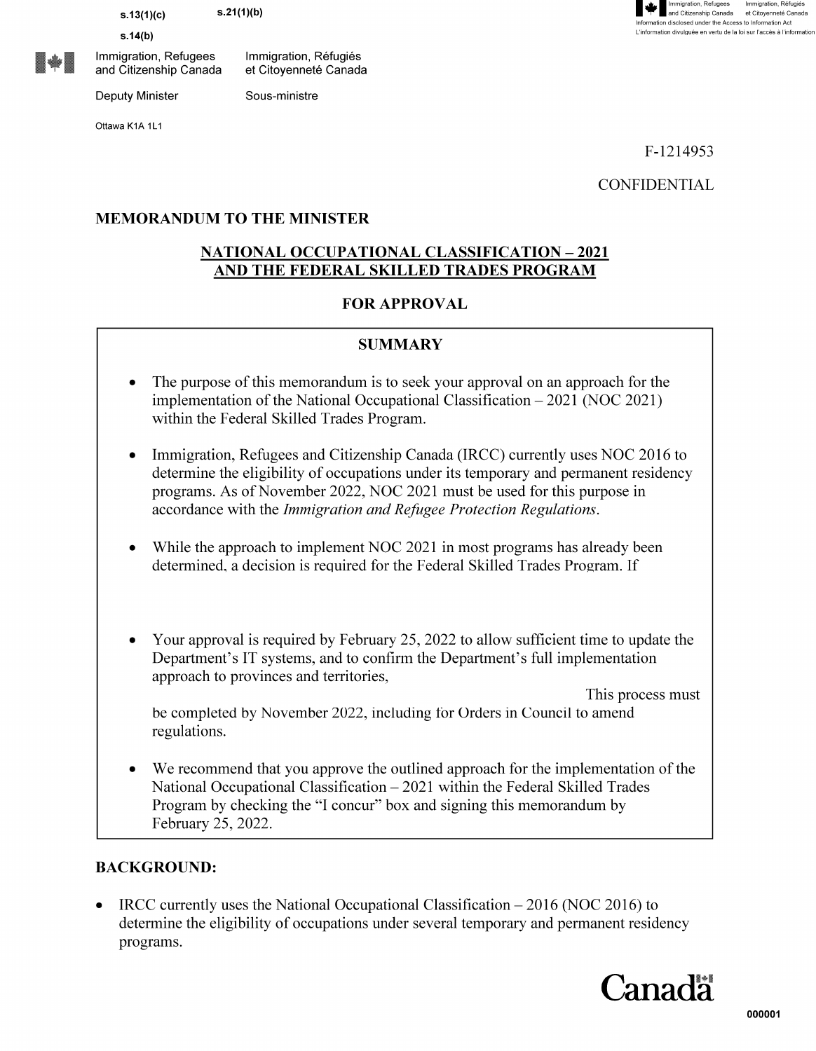s.13(1)(c) s.21(1)(b)

s.14(b)

Immigration, Refugees and Citizenship Canada | Immigration, Réfugiés et Citoyenneté Canada

Deputy Minister | Sous-ministre

Ottawa K1A 1L1

F-1214953

CONFIDENTIAL

**MEMORANDUM TO THE MINISTER**

**NATIONAL OCCUPATIONAL CLASSIFICATION – 2021 AND THE FEDERAL SKILLED TRADES PROGRAM**

**FOR APPROVAL**

**SUMMARY**

- The purpose of this memorandum is to seek your approval on an approach for the implementation of the National Occupational Classification – 2021 (NOC 2021) within the Federal Skilled Trades Program.
- Immigration, Refugees and Citizenship Canada (IRCC) currently uses NOC 2016 to determine the eligibility of occupations under its temporary and permanent residency programs. As of November 2022, NOC 2021 must be used for this purpose in accordance with the *Immigration and Refugee Protection Regulations*.
- While the approach to implement NOC 2021 in most programs has already been determined, a decision is required for the Federal Skilled Trades Program. If
- Your approval is required by February 25, 2022 to allow sufficient time to update the Department's IT systems, and to confirm the Department's full implementation approach to provinces and territories, This process must be completed by November 2022, including for Orders in Council to amend regulations.
- We recommend that you approve the outlined approach for the implementation of the National Occupational Classification – 2021 within the Federal Skilled Trades Program by checking the "I concur" box and signing this memorandum by February 25, 2022.

## BACKGROUND:

- IRCC currently uses the National Occupational Classification – 2016 (NOC 2016) to determine the eligibility of occupations under several temporary and permanent residency programs.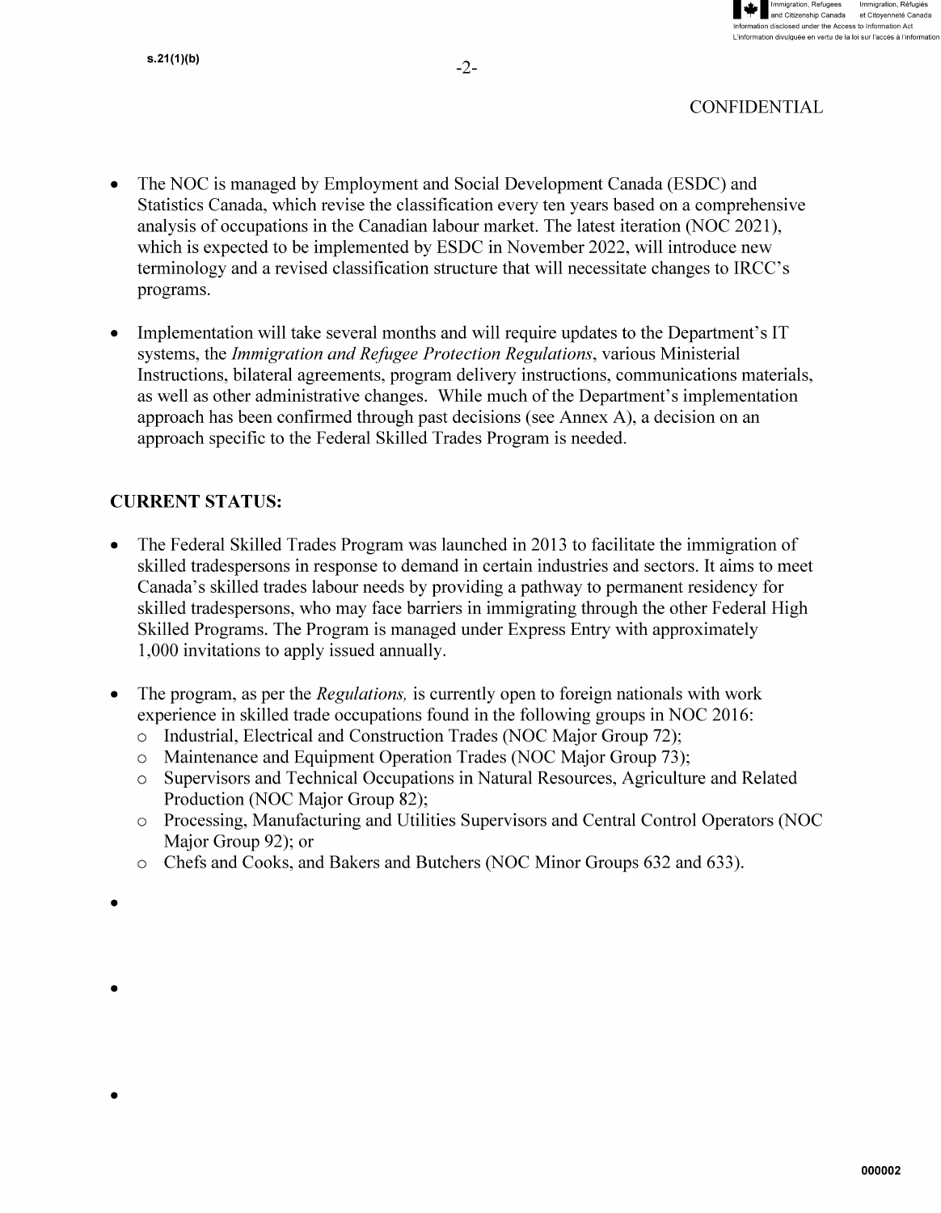s.21(1)(b)

CONFIDENTIAL

- The NOC is managed by Employment and Social Development Canada (ESDC) and Statistics Canada, which revise the classification every ten years based on a comprehensive analysis of occupations in the Canadian labour market. The latest iteration (NOC 2021), which is expected to be implemented by ESDC in November 2022, will introduce new terminology and a revised classification structure that will necessitate changes to IRCC's programs.

- Implementation will take several months and will require updates to the Department's IT systems, the *Immigration and Refugee Protection Regulations*, various Ministerial Instructions, bilateral agreements, program delivery instructions, communications materials, as well as other administrative changes. While much of the Department's implementation approach has been confirmed through past decisions (see Annex A), a decision on an approach specific to the Federal Skilled Trades Program is needed.

## CURRENT STATUS:

- The Federal Skilled Trades Program was launched in 2013 to facilitate the immigration of skilled tradespersons in response to demand in certain industries and sectors. It aims to meet Canada's skilled trades labour needs by providing a pathway to permanent residency for skilled tradespersons, who may face barriers in immigrating through the other Federal High Skilled Programs. The Program is managed under Express Entry with approximately 1,000 invitations to apply issued annually.

- The program, as per the *Regulations,* is currently open to foreign nationals with work experience in skilled trade occupations found in the following groups in NOC 2016:
  - Industrial, Electrical and Construction Trades (NOC Major Group 72);
  - Maintenance and Equipment Operation Trades (NOC Major Group 73);
  - Supervisors and Technical Occupations in Natural Resources, Agriculture and Related Production (NOC Major Group 82);
  - Processing, Manufacturing and Utilities Supervisors and Central Control Operators (NOC Major Group 92); or
  - Chefs and Cooks, and Bakers and Butchers (NOC Minor Groups 632 and 633).

-

-

-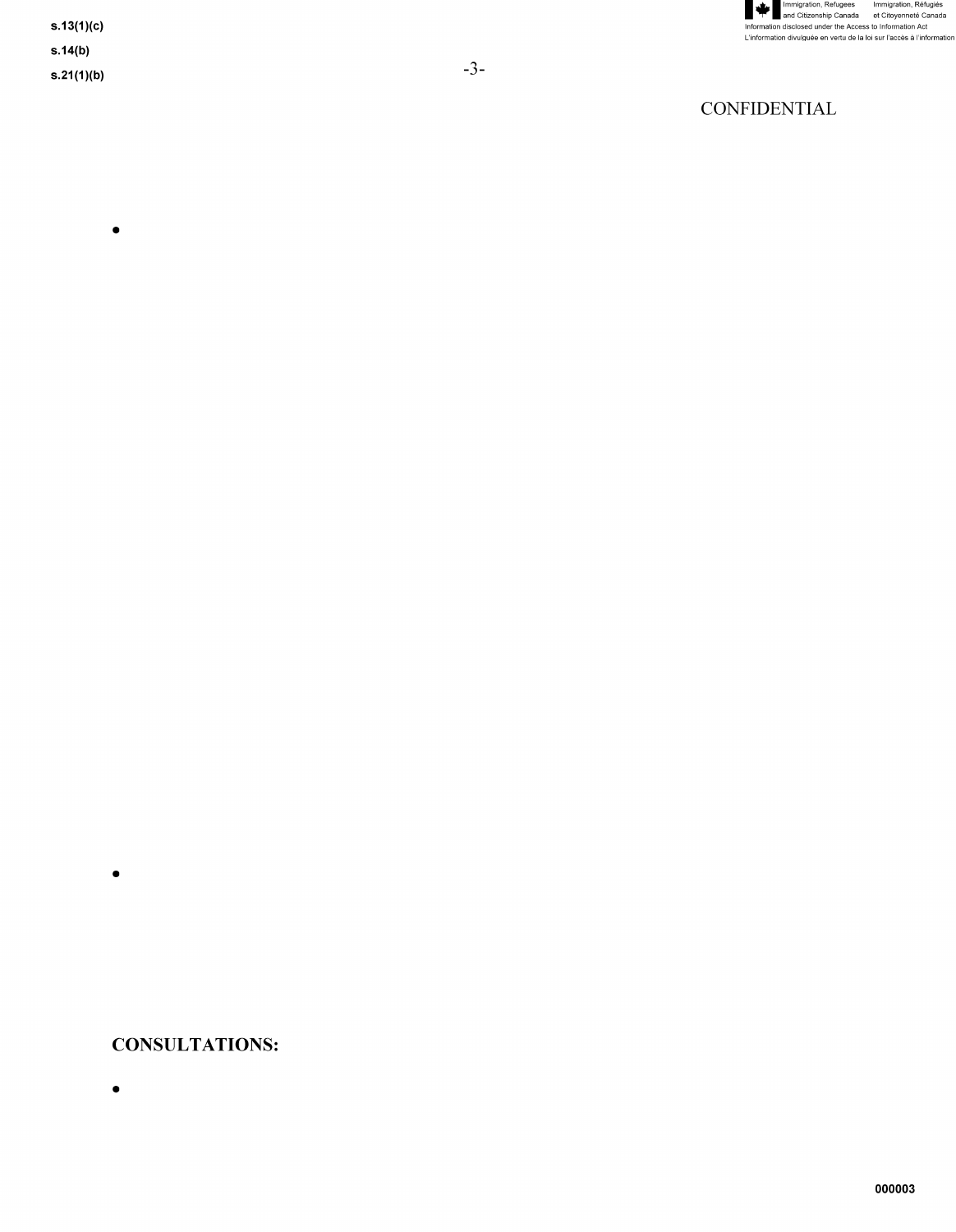s.13(1)(c)

s.14(b)

s.21(1)(b)

CONFIDENTIAL

- 

- 

**CONSULTATIONS:**

-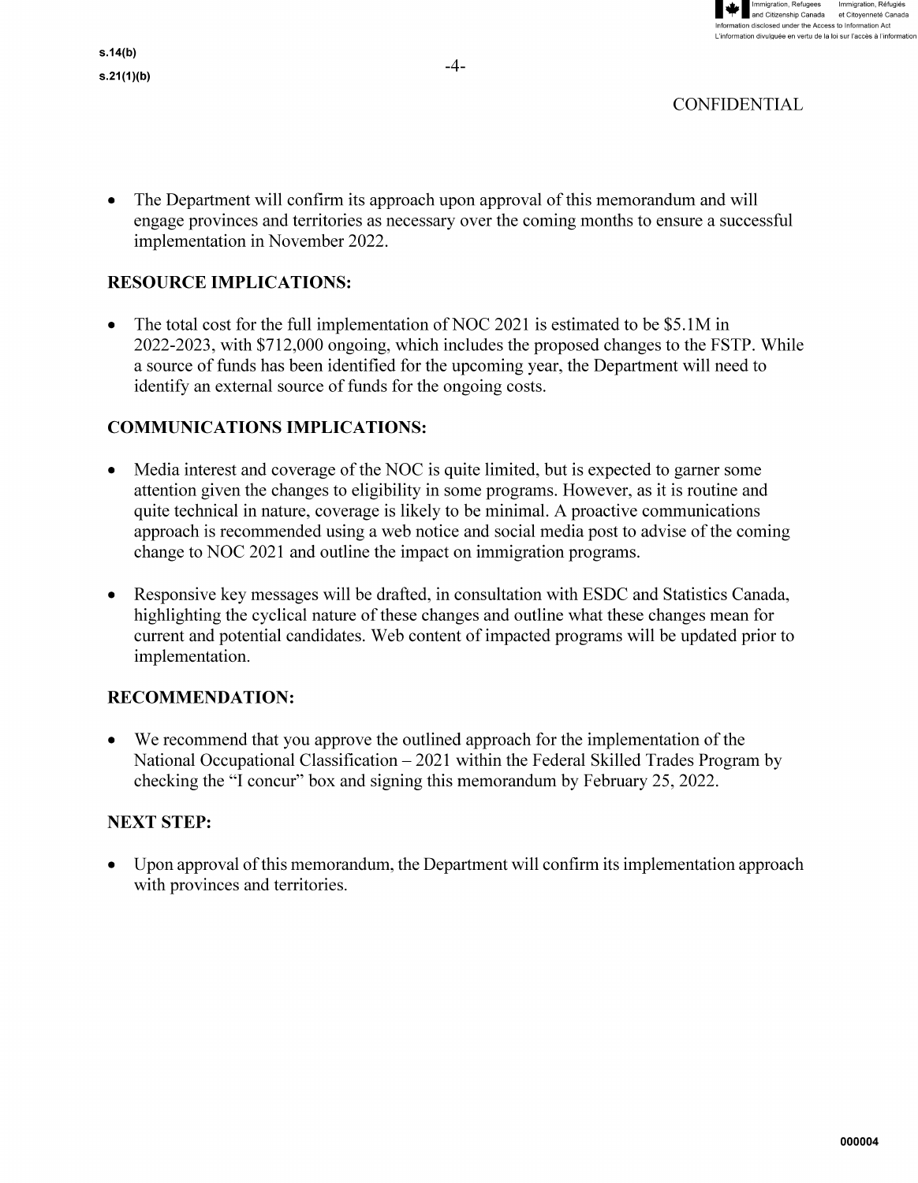s.14(b)

s.21(1)(b)

CONFIDENTIAL

- The Department will confirm its approach upon approval of this memorandum and will engage provinces and territories as necessary over the coming months to ensure a successful implementation in November 2022.

**RESOURCE IMPLICATIONS:**

- The total cost for the full implementation of NOC 2021 is estimated to be $5.1M in 2022-2023, with $712,000 ongoing, which includes the proposed changes to the FSTP. While a source of funds has been identified for the upcoming year, the Department will need to identify an external source of funds for the ongoing costs.

**COMMUNICATIONS IMPLICATIONS:**

- Media interest and coverage of the NOC is quite limited, but is expected to garner some attention given the changes to eligibility in some programs. However, as it is routine and quite technical in nature, coverage is likely to be minimal. A proactive communications approach is recommended using a web notice and social media post to advise of the coming change to NOC 2021 and outline the impact on immigration programs.

- Responsive key messages will be drafted, in consultation with ESDC and Statistics Canada, highlighting the cyclical nature of these changes and outline what these changes mean for current and potential candidates. Web content of impacted programs will be updated prior to implementation.

**RECOMMENDATION:**

- We recommend that you approve the outlined approach for the implementation of the National Occupational Classification – 2021 within the Federal Skilled Trades Program by checking the "I concur" box and signing this memorandum by February 25, 2022.

**NEXT STEP:**

- Upon approval of this memorandum, the Department will confirm its implementation approach with provinces and territories.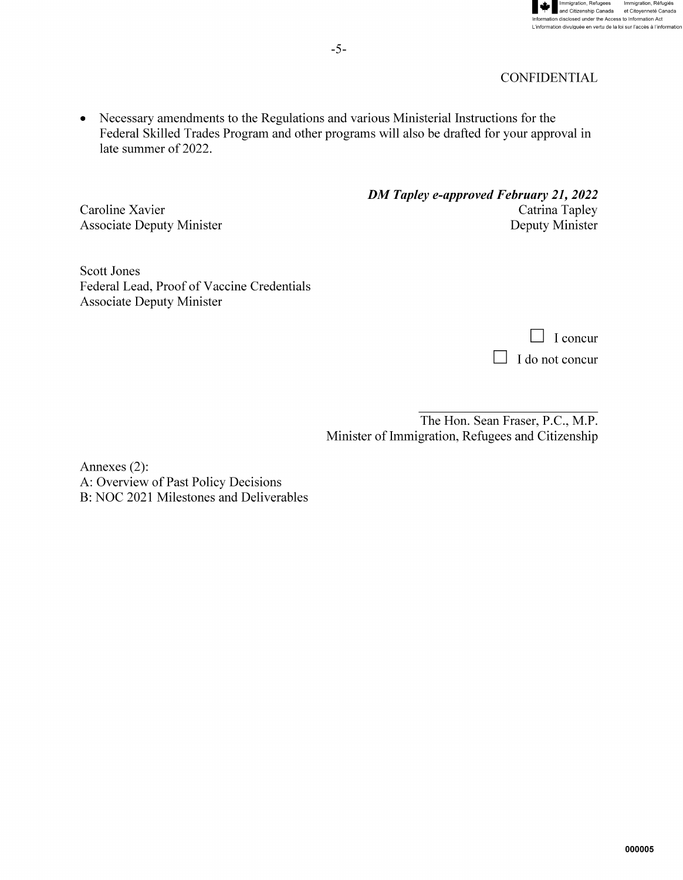CONFIDENTIAL

- Necessary amendments to the Regulations and various Ministerial Instructions for the Federal Skilled Trades Program and other programs will also be drafted for your approval in late summer of 2022.

Caroline Xavier
Associate Deputy Minister

***DM Tapley e-approved February 21, 2022***
Catrina Tapley
Deputy Minister

Scott Jones
Federal Lead, Proof of Vaccine Credentials
Associate Deputy Minister

☐ I concur
☐ I do not concur

\_\_\_\_\_\_\_\_\_\_\_\_\_\_\_\_\_\_\_\_\_\_\_\_\_\_\_\_
The Hon. Sean Fraser, P.C., M.P.
Minister of Immigration, Refugees and Citizenship

Annexes (2):
A: Overview of Past Policy Decisions
B: NOC 2021 Milestones and Deliverables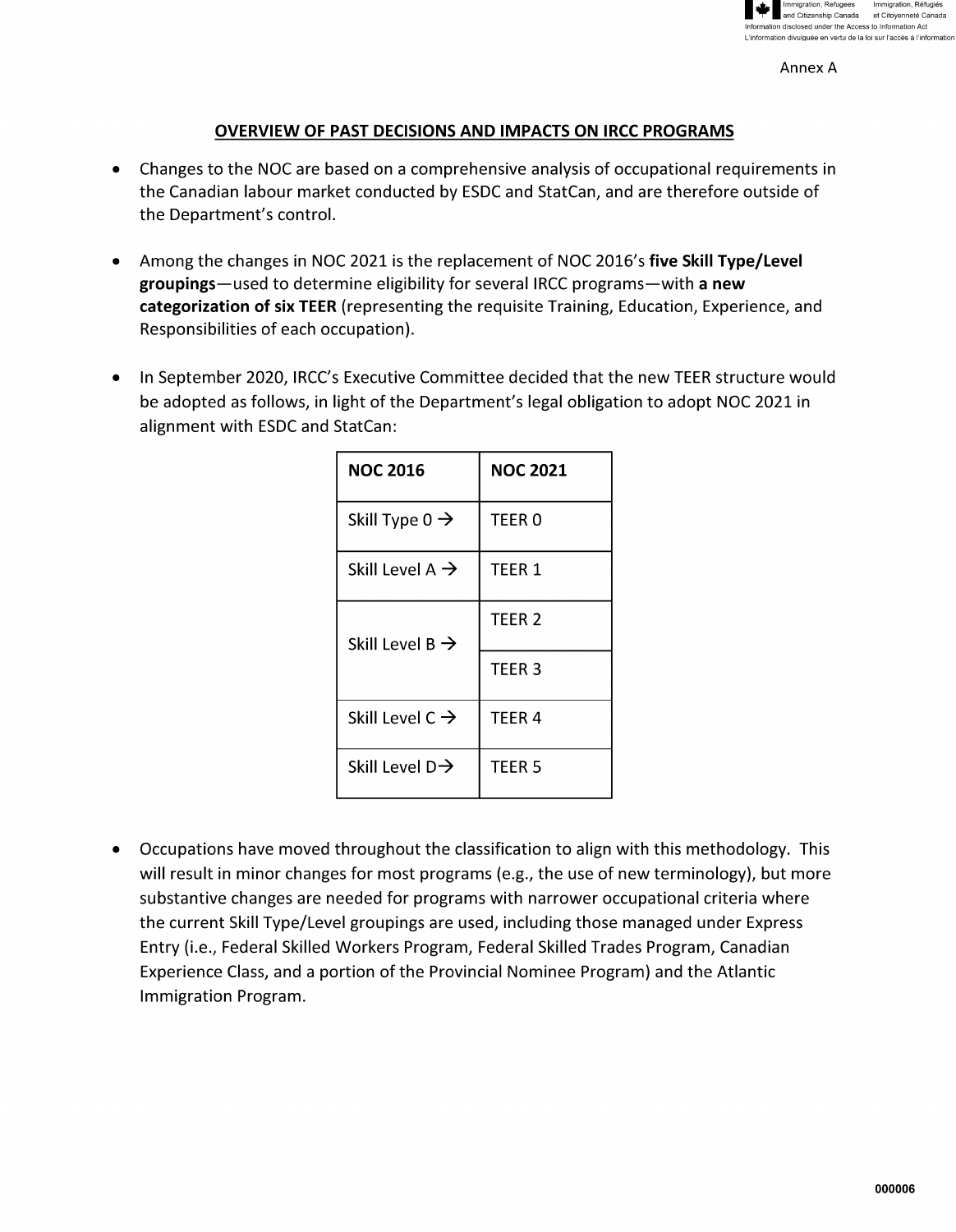Annex A

## OVERVIEW OF PAST DECISIONS AND IMPACTS ON IRCC PROGRAMS

- Changes to the NOC are based on a comprehensive analysis of occupational requirements in the Canadian labour market conducted by ESDC and StatCan, and are therefore outside of the Department's control.

- Among the changes in NOC 2021 is the replacement of NOC 2016's **five Skill Type/Level groupings**—used to determine eligibility for several IRCC programs—with **a new categorization of six TEER** (representing the requisite Training, Education, Experience, and Responsibilities of each occupation).

- In September 2020, IRCC's Executive Committee decided that the new TEER structure would be adopted as follows, in light of the Department's legal obligation to adopt NOC 2021 in alignment with ESDC and StatCan:

| NOC 2016 | NOC 2021 |
|---|---|
| Skill Type 0 → | TEER 0 |
| Skill Level A → | TEER 1 |
| Skill Level B → | TEER 2 |
| | TEER 3 |
| Skill Level C → | TEER 4 |
| Skill Level D→ | TEER 5 |

- Occupations have moved throughout the classification to align with this methodology. This will result in minor changes for most programs (e.g., the use of new terminology), but more substantive changes are needed for programs with narrower occupational criteria where the current Skill Type/Level groupings are used, including those managed under Express Entry (i.e., Federal Skilled Workers Program, Federal Skilled Trades Program, Canadian Experience Class, and a portion of the Provincial Nominee Program) and the Atlantic Immigration Program.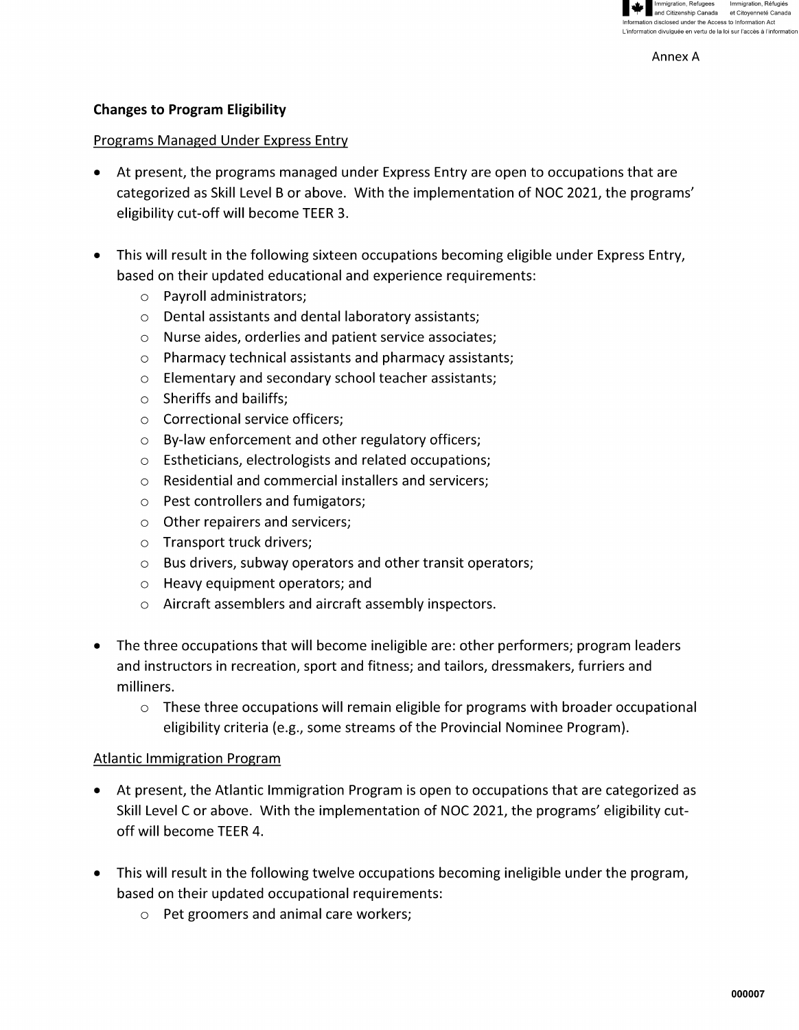Annex A

**Changes to Program Eligibility**

Programs Managed Under Express Entry

- At present, the programs managed under Express Entry are open to occupations that are categorized as Skill Level B or above. With the implementation of NOC 2021, the programs' eligibility cut-off will become TEER 3.

- This will result in the following sixteen occupations becoming eligible under Express Entry, based on their updated educational and experience requirements:
  - Payroll administrators;
  - Dental assistants and dental laboratory assistants;
  - Nurse aides, orderlies and patient service associates;
  - Pharmacy technical assistants and pharmacy assistants;
  - Elementary and secondary school teacher assistants;
  - Sheriffs and bailiffs;
  - Correctional service officers;
  - By-law enforcement and other regulatory officers;
  - Estheticians, electrologists and related occupations;
  - Residential and commercial installers and servicers;
  - Pest controllers and fumigators;
  - Other repairers and servicers;
  - Transport truck drivers;
  - Bus drivers, subway operators and other transit operators;
  - Heavy equipment operators; and
  - Aircraft assemblers and aircraft assembly inspectors.

- The three occupations that will become ineligible are: other performers; program leaders and instructors in recreation, sport and fitness; and tailors, dressmakers, furriers and milliners.
  - These three occupations will remain eligible for programs with broader occupational eligibility criteria (e.g., some streams of the Provincial Nominee Program).

Atlantic Immigration Program

- At present, the Atlantic Immigration Program is open to occupations that are categorized as Skill Level C or above. With the implementation of NOC 2021, the programs' eligibility cut-off will become TEER 4.

- This will result in the following twelve occupations becoming ineligible under the program, based on their updated occupational requirements:
  - Pet groomers and animal care workers;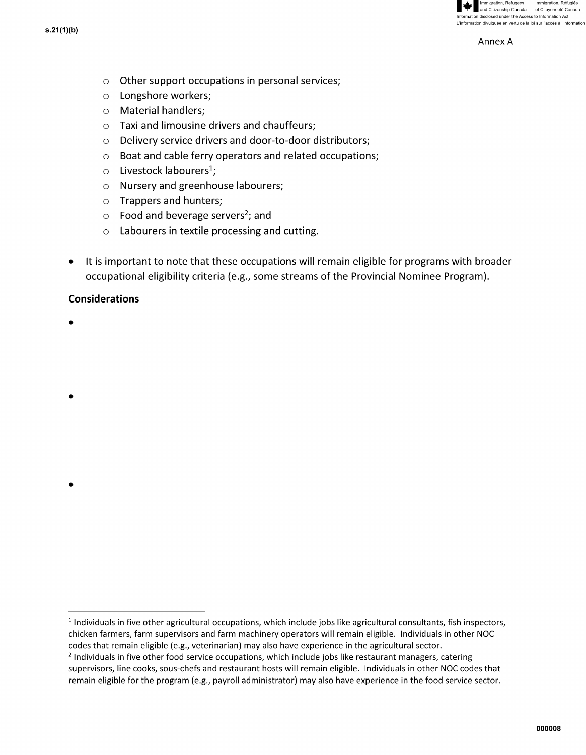s.21(1)(b)

Annex A

- Other support occupations in personal services;
- Longshore workers;
- Material handlers;
- Taxi and limousine drivers and chauffeurs;
- Delivery service drivers and door-to-door distributors;
- Boat and cable ferry operators and related occupations;
- Livestock labourers[1];
- Nursery and greenhouse labourers;
- Trappers and hunters;
- Food and beverage servers[2]; and
- Labourers in textile processing and cutting.

- It is important to note that these occupations will remain eligible for programs with broader occupational eligibility criteria (e.g., some streams of the Provincial Nominee Program).

**Considerations**

-
-
-

[1] Individuals in five other agricultural occupations, which include jobs like agricultural consultants, fish inspectors, chicken farmers, farm supervisors and farm machinery operators will remain eligible. Individuals in other NOC codes that remain eligible (e.g., veterinarian) may also have experience in the agricultural sector.

[2] Individuals in five other food service occupations, which include jobs like restaurant managers, catering supervisors, line cooks, sous-chefs and restaurant hosts will remain eligible. Individuals in other NOC codes that remain eligible for the program (e.g., payroll administrator) may also have experience in the food service sector.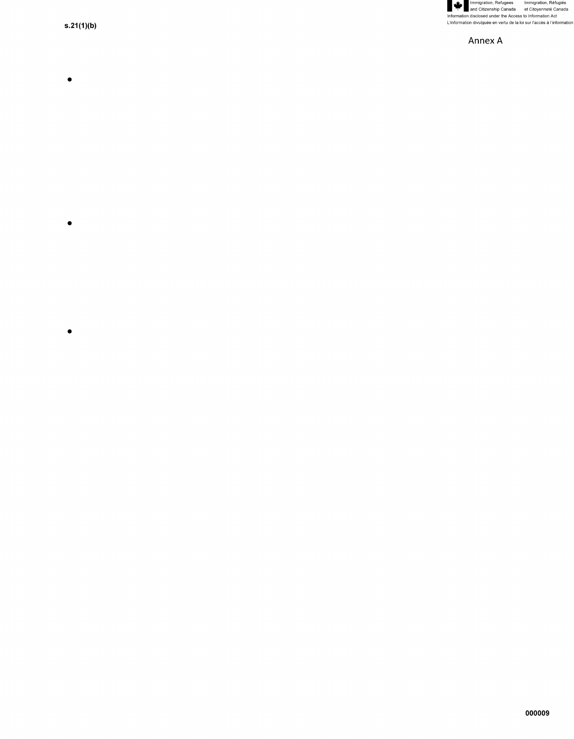s.21(1)(b)

Annex A

- 

- 

-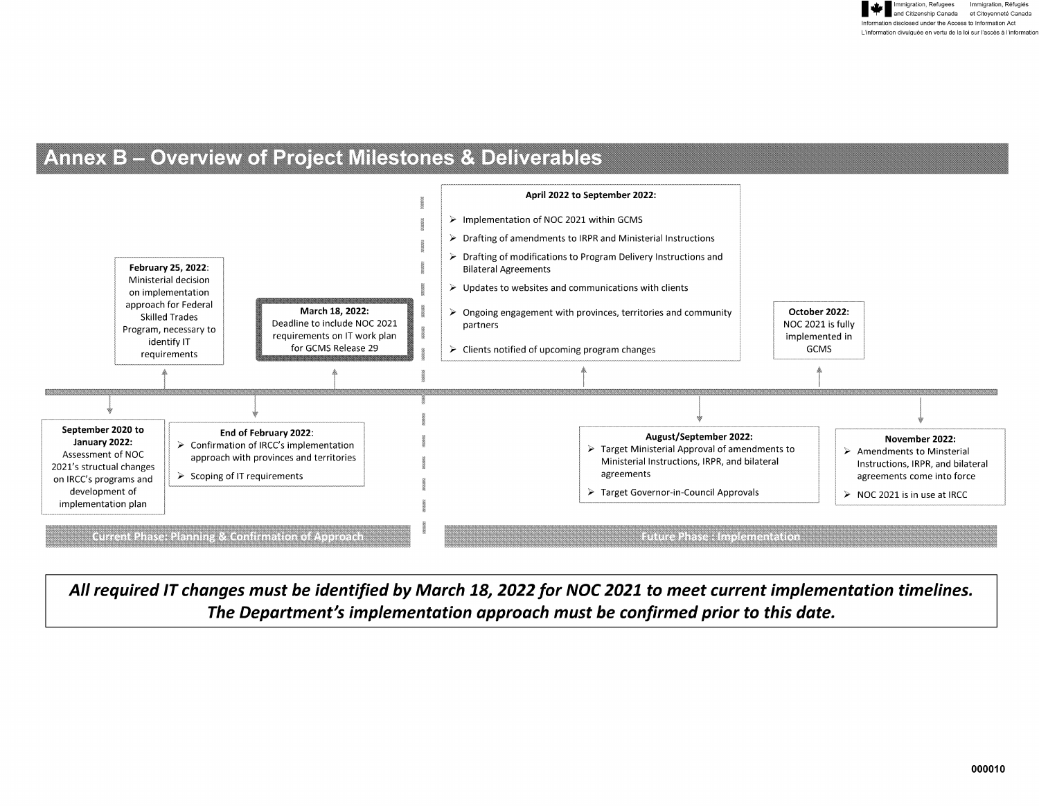## Annex B – Overview of Project Milestones & Deliverables

**September 2020 to January 2022:** Assessment of NOC 2021's structual changes on IRCC's programs and development of implementation plan

**February 25, 2022**: Ministerial decision on implementation approach for Federal Skilled Trades Program, necessary to identify IT requirements

**End of February 2022**:
- Confirmation of IRCC's implementation approach with provinces and territories
- Scoping of IT requirements

**March 18, 2022:** Deadline to include NOC 2021 requirements on IT work plan for GCMS Release 29

Current Phase: Planning & Confirmation of Approach

**April 2022 to September 2022:**
- Implementation of NOC 2021 within GCMS
- Drafting of amendments to IRPR and Ministerial Instructions
- Drafting of modifications to Program Delivery Instructions and Bilateral Agreements
- Updates to websites and communications with clients
- Ongoing engagement with provinces, territories and community partners
- Clients notified of upcoming program changes

**August/September 2022:**
- Target Ministerial Approval of amendments to Ministerial Instructions, IRPR, and bilateral agreements
- Target Governor-in-Council Approvals

**October 2022:** NOC 2021 is fully implemented in GCMS

**November 2022:**
- Amendments to Minsterial Instructions, IRPR, and bilateral agreements come into force
- NOC 2021 is in use at IRCC

Future Phase : Implementation

***All required IT changes must be identified by March 18, 2022 for NOC 2021 to meet current implementation timelines. The Department's implementation approach must be confirmed prior to this date.***